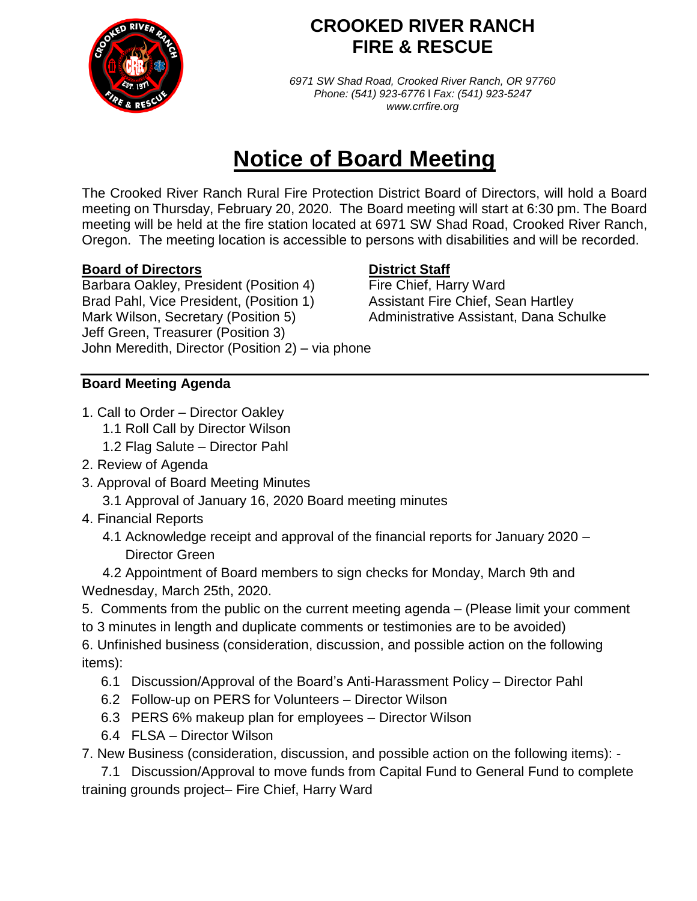# CROOKED RIVER RANCH FIRE & RESCUE

*6971 SW Shad Road, Crooked River Ranch, OR 97760*
*Phone: (541) 923-6776 | Fax: (541) 923-5247*
*www.crrfire.org*

# Notice of Board Meeting

The Crooked River Ranch Rural Fire Protection District Board of Directors, will hold a Board meeting on Thursday, February 20, 2020. The Board meeting will start at 6:30 pm. The Board meeting will be held at the fire station located at 6971 SW Shad Road, Crooked River Ranch, Oregon. The meeting location is accessible to persons with disabilities and will be recorded.

**Board of Directors**

Barbara Oakley, President (Position 4)
Brad Pahl, Vice President, (Position 1)
Mark Wilson, Secretary (Position 5)
Jeff Green, Treasurer (Position 3)
John Meredith, Director (Position 2) – via phone

**District Staff**

Fire Chief, Harry Ward
Assistant Fire Chief, Sean Hartley
Administrative Assistant, Dana Schulke

---

**Board Meeting Agenda**

1. Call to Order – Director Oakley
   1.1 Roll Call by Director Wilson
   1.2 Flag Salute – Director Pahl
2. Review of Agenda
3. Approval of Board Meeting Minutes
   3.1 Approval of January 16, 2020 Board meeting minutes
4. Financial Reports
   4.1 Acknowledge receipt and approval of the financial reports for January 2020 – Director Green
   4.2 Appointment of Board members to sign checks for Monday, March 9th and Wednesday, March 25th, 2020.
5. Comments from the public on the current meeting agenda – (Please limit your comment to 3 minutes in length and duplicate comments or testimonies are to be avoided)
6. Unfinished business (consideration, discussion, and possible action on the following items):
   6.1 Discussion/Approval of the Board's Anti-Harassment Policy – Director Pahl
   6.2 Follow-up on PERS for Volunteers – Director Wilson
   6.3 PERS 6% makeup plan for employees – Director Wilson
   6.4 FLSA – Director Wilson
7. New Business (consideration, discussion, and possible action on the following items): -
   7.1 Discussion/Approval to move funds from Capital Fund to General Fund to complete training grounds project– Fire Chief, Harry Ward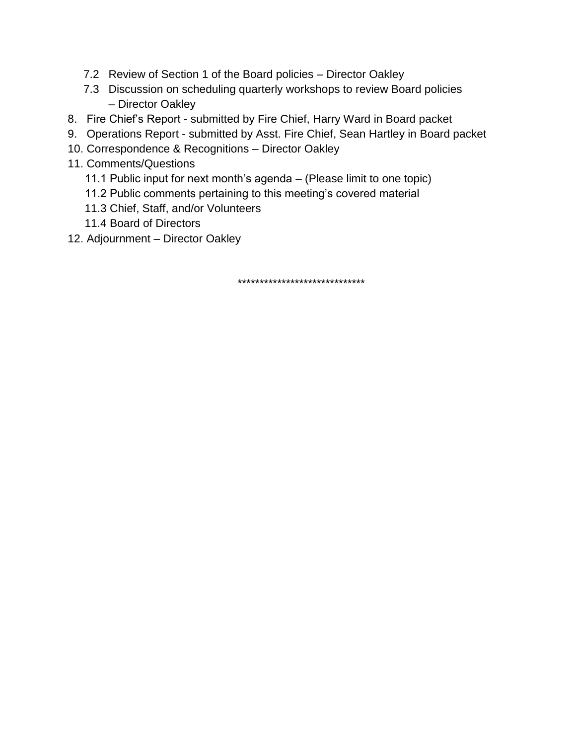7.2 Review of Section 1 of the Board policies – Director Oakley
   7.3 Discussion on scheduling quarterly workshops to review Board policies – Director Oakley
8. Fire Chief's Report - submitted by Fire Chief, Harry Ward in Board packet
9. Operations Report - submitted by Asst. Fire Chief, Sean Hartley in Board packet
10. Correspondence & Recognitions – Director Oakley
11. Comments/Questions
    11.1 Public input for next month's agenda – (Please limit to one topic)
    11.2 Public comments pertaining to this meeting's covered material
    11.3 Chief, Staff, and/or Volunteers
    11.4 Board of Directors
12. Adjournment – Director Oakley

******************************